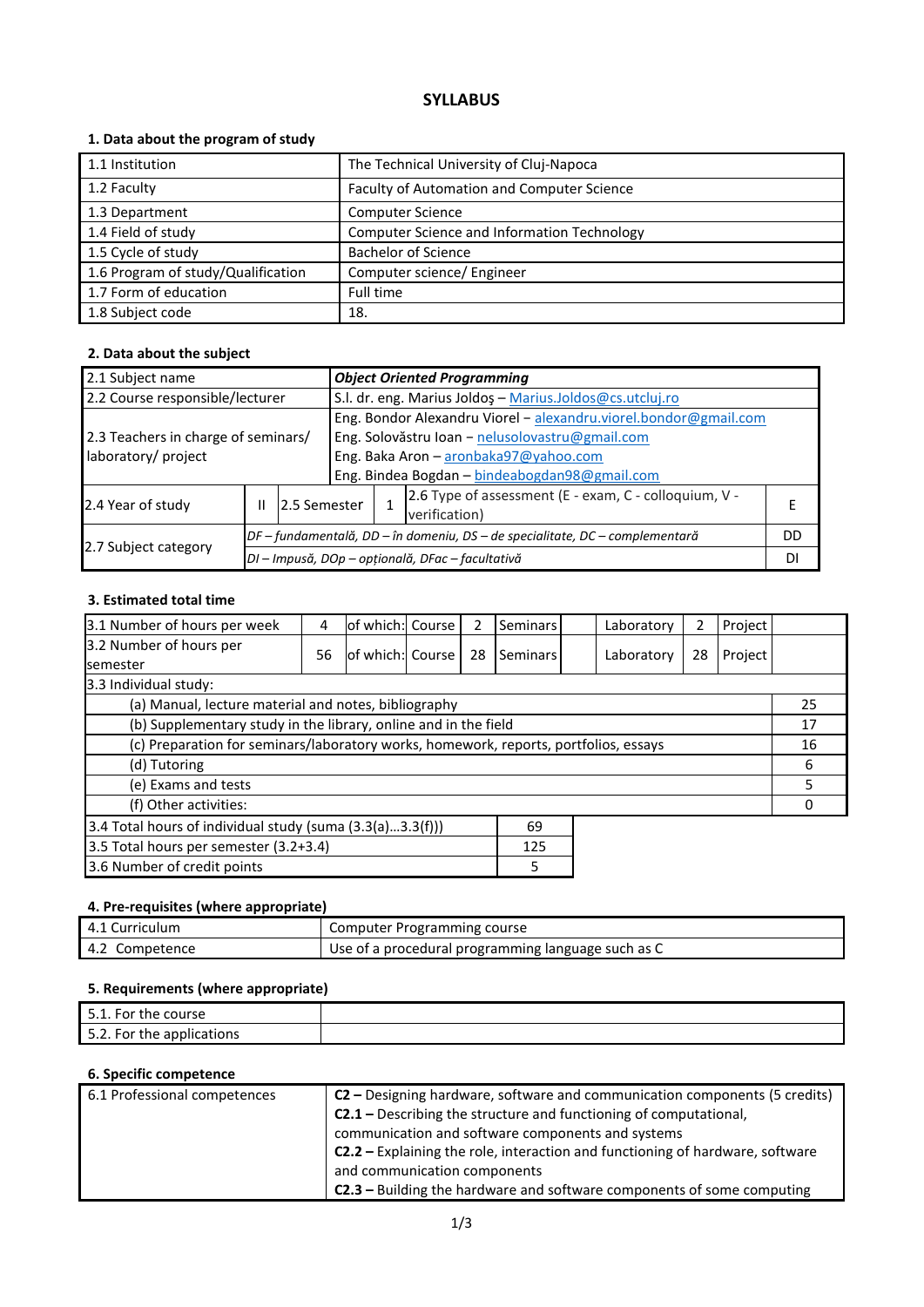# SYLLABUS

## 1. Data about the program of study

| | |
|---|---|
| 1.1 Institution | The Technical University of Cluj-Napoca |
| 1.2 Faculty | Faculty of Automation and Computer Science |
| 1.3 Department | Computer Science |
| 1.4 Field of study | Computer Science and Information Technology |
| 1.5 Cycle of study | Bachelor of Science |
| 1.6 Program of study/Qualification | Computer science/ Engineer |
| 1.7 Form of education | Full time |
| 1.8 Subject code | 18. |

## 2. Data about the subject

| | | | | | | |
|---|---|---|---|---|---|---|
| 2.1 Subject name | ***Object Oriented Programming*** | | | | | |
| 2.2 Course responsible/lecturer | S.l. dr. eng. Marius Joldoș – Marius.Joldos@cs.utcluj.ro | | | | | |
| 2.3 Teachers in charge of seminars/ laboratory/ project | Eng. Bondor Alexandru Viorel – alexandru.viorel.bondor@gmail.com<br>Eng. Solovăstru Ioan – nelusolovastru@gmail.com<br>Eng. Baka Aron – aronbaka97@yahoo.com<br>Eng. Bindea Bogdan – bindeabogdan98@gmail.com | | | | | |
| 2.4 Year of study | II | 2.5 Semester | 1 | 2.6 Type of assessment (E - exam, C - colloquium, V - verification) | | E |
| 2.7 Subject category | *DF – fundamentală, DD – în domeniu, DS – de specialitate, DC – complementară* | | | | | DD |
| | *DI – Impusă, DOp – opțională, DFac – facultativă* | | | | | DI |

## 3. Estimated total time

| | | | | | | | | | |
|---|---|---|---|---|---|---|---|---|---|
| 3.1 Number of hours per week | 4 | of which: | Course | 2 | Seminars | | Laboratory | 2 | Project |
| 3.2 Number of hours per semester | 56 | of which: | Course | 28 | Seminars | | Laboratory | 28 | Project |

| 3.3 Individual study: | |
|---|---|
| (a) Manual, lecture material and notes, bibliography | 25 |
| (b) Supplementary study in the library, online and in the field | 17 |
| (c) Preparation for seminars/laboratory works, homework, reports, portfolios, essays | 16 |
| (d) Tutoring | 6 |
| (e) Exams and tests | 5 |
| (f) Other activities: | 0 |

| | |
|---|---|
| 3.4 Total hours of individual study (suma (3.3(a)…3.3(f))) | 69 |
| 3.5 Total hours per semester (3.2+3.4) | 125 |
| 3.6 Number of credit points | 5 |

## 4. Pre-requisites (where appropriate)

| | |
|---|---|
| 4.1 Curriculum | Computer Programming course |
| 4.2 Competence | Use of a procedural programming language such as C |

## 5. Requirements (where appropriate)

| | |
|---|---|
| 5.1. For the course | |
| 5.2. For the applications | |

## 6. Specific competence

| | |
|---|---|
| 6.1 Professional competences | **C2 –** Designing hardware, software and communication components (5 credits)<br>**C2.1 –** Describing the structure and functioning of computational, communication and software components and systems<br>**C2.2 –** Explaining the role, interaction and functioning of hardware, software and communication components<br>**C2.3 –** Building the hardware and software components of some computing |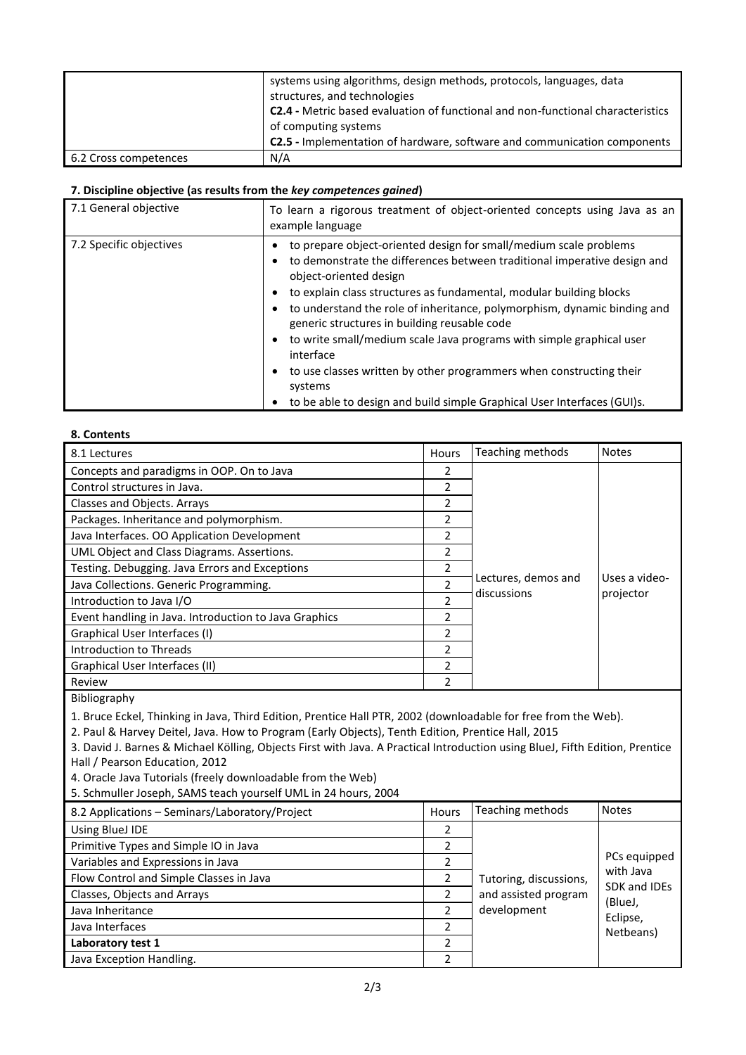| | |
|---|---|
| | systems using algorithms, design methods, protocols, languages, data structures, and technologies<br>**C2.4 -** Metric based evaluation of functional and non-functional characteristics of computing systems<br>**C2.5 -** Implementation of hardware, software and communication components |
| 6.2 Cross competences | N/A |

**7. Discipline objective (as results from the *key competences gained*)**

| | |
|---|---|
| 7.1 General objective | To learn a rigorous treatment of object-oriented concepts using Java as an example language |
| 7.2 Specific objectives | • to prepare object-oriented design for small/medium scale problems<br>• to demonstrate the differences between traditional imperative design and object-oriented design<br>• to explain class structures as fundamental, modular building blocks<br>• to understand the role of inheritance, polymorphism, dynamic binding and generic structures in building reusable code<br>• to write small/medium scale Java programs with simple graphical user interface<br>• to use classes written by other programmers when constructing their systems<br>• to be able to design and build simple Graphical User Interfaces (GUI)s. |

**8. Contents**

| 8.1 Lectures | Hours | Teaching methods | Notes |
|---|---|---|---|
| Concepts and paradigms in OOP. On to Java | 2 | Lectures, demos and discussions | Uses a video-projector |
| Control structures in Java. | 2 | | |
| Classes and Objects. Arrays | 2 | | |
| Packages. Inheritance and polymorphism. | 2 | | |
| Java Interfaces. OO Application Development | 2 | | |
| UML Object and Class Diagrams. Assertions. | 2 | | |
| Testing. Debugging. Java Errors and Exceptions | 2 | | |
| Java Collections. Generic Programming. | 2 | | |
| Introduction to Java I/O | 2 | | |
| Event handling in Java. Introduction to Java Graphics | 2 | | |
| Graphical User Interfaces (I) | 2 | | |
| Introduction to Threads | 2 | | |
| Graphical User Interfaces (II) | 2 | | |
| Review | 2 | | |

Bibliography

1. Bruce Eckel, Thinking in Java, Third Edition, Prentice Hall PTR, 2002 (downloadable for free from the Web).
2. Paul & Harvey Deitel, Java. How to Program (Early Objects), Tenth Edition, Prentice Hall, 2015
3. David J. Barnes & Michael Kölling, Objects First with Java. A Practical Introduction using BlueJ, Fifth Edition, Prentice Hall / Pearson Education, 2012
4. Oracle Java Tutorials (freely downloadable from the Web)
5. Schmuller Joseph, SAMS teach yourself UML in 24 hours, 2004

| 8.2 Applications – Seminars/Laboratory/Project | Hours | Teaching methods | Notes |
|---|---|---|---|
| Using BlueJ IDE | 2 | Tutoring, discussions, and assisted program development | PCs equipped with Java SDK and IDEs (BlueJ, Eclipse, Netbeans) |
| Primitive Types and Simple IO in Java | 2 | | |
| Variables and Expressions in Java | 2 | | |
| Flow Control and Simple Classes in Java | 2 | | |
| Classes, Objects and Arrays | 2 | | |
| Java Inheritance | 2 | | |
| Java Interfaces | 2 | | |
| **Laboratory test 1** | 2 | | |
| Java Exception Handling. | 2 | | |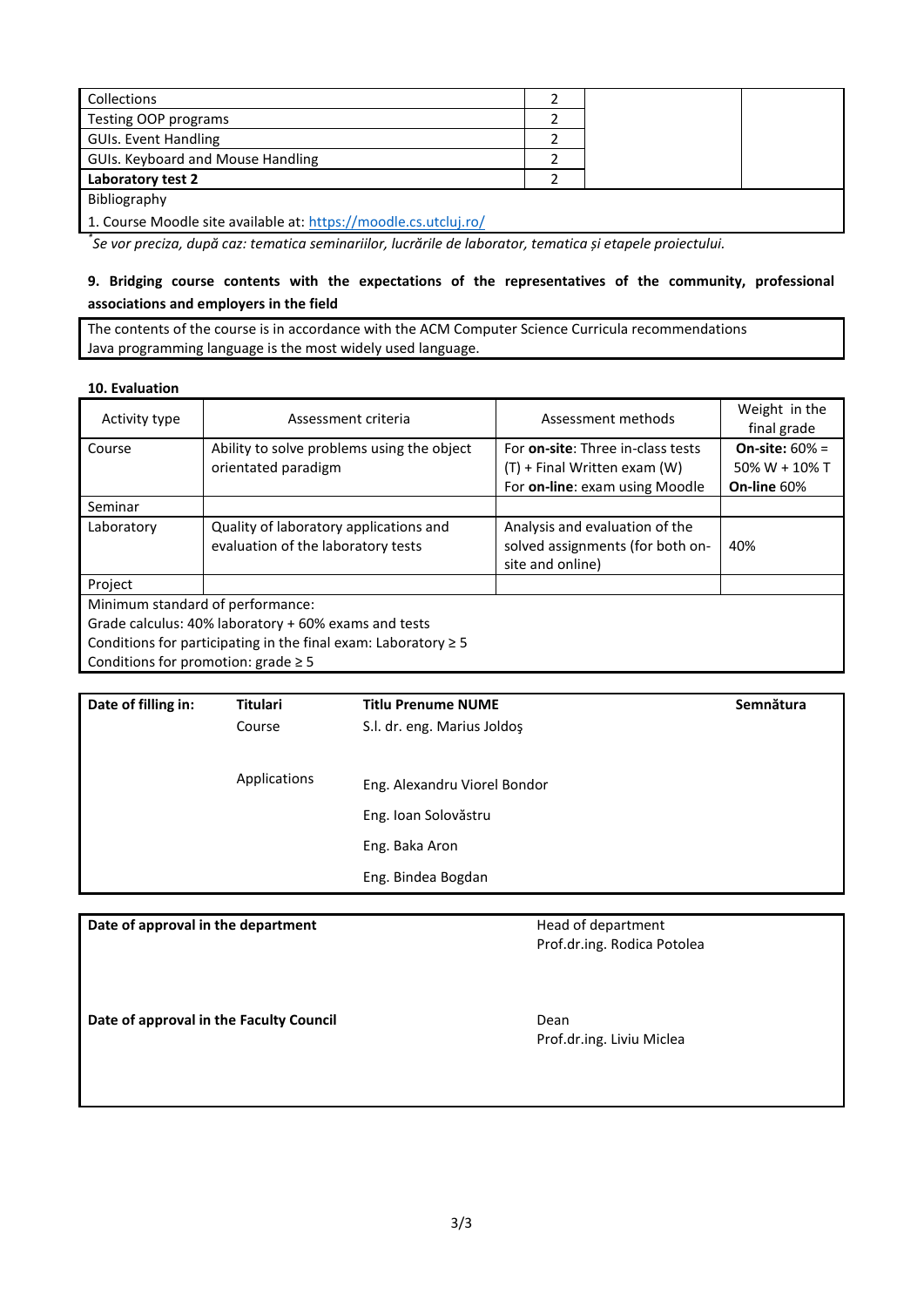| | | | |
|---|---|---|---|
| Collections | 2 | | |
| Testing OOP programs | 2 | | |
| GUIs. Event Handling | 2 | | |
| GUIs. Keyboard and Mouse Handling | 2 | | |
| **Laboratory test 2** | 2 | | |
| Bibliography | | | |
| 1. Course Moodle site available at: https://moodle.cs.utcluj.ro/ | | | |

*Se vor preciza, după caz: tematica seminariilor, lucrările de laborator, tematica și etapele proiectului.*

### 9. Bridging course contents with the expectations of the representatives of the community, professional associations and employers in the field

The contents of the course is in accordance with the ACM Computer Science Curricula recommendations
Java programming language is the most widely used language.

### 10. Evaluation

| Activity type | Assessment criteria | Assessment methods | Weight in the final grade |
|---|---|---|---|
| Course | Ability to solve problems using the object orientated paradigm | For **on-site**: Three in-class tests (T) + Final Written exam (W)<br>For **on-line**: exam using Moodle | **On-site:** 60% = 50% W + 10% T<br>**On-line** 60% |
| Seminar | | | |
| Laboratory | Quality of laboratory applications and evaluation of the laboratory tests | Analysis and evaluation of the solved assignments (for both on-site and online) | 40% |
| Project | | | |

Minimum standard of performance:
Grade calculus: 40% laboratory + 60% exams and tests
Conditions for participating in the final exam: Laboratory ≥ 5
Conditions for promotion: grade ≥ 5

| **Date of filling in:** | **Titulari** | **Titlu Prenume NUME** | **Semnătura** |
|---|---|---|---|
| | Course | S.l. dr. eng. Marius Joldoş | |
| | Applications | Eng. Alexandru Viorel Bondor | |
| | | Eng. Ioan Solovăstru | |
| | | Eng. Baka Aron | |
| | | Eng. Bindea Bogdan | |

| | |
|---|---|
| **Date of approval in the department** | Head of department<br>Prof.dr.ing. Rodica Potolea |
| **Date of approval in the Faculty Council** | Dean<br>Prof.dr.ing. Liviu Miclea |